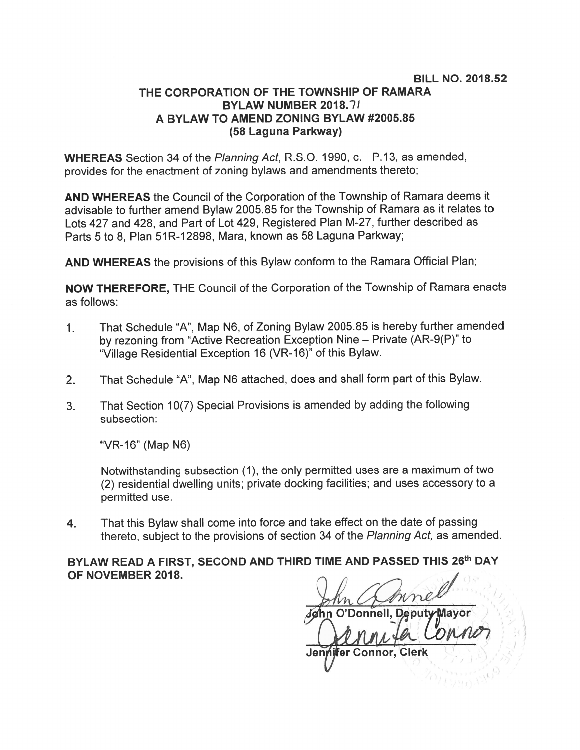**BILL NO. 2018.52**

# THE CORPORATION OF THE TOWNSHIP OF RAMARA
## BYLAW NUMBER 2018.71
## A BYLAW TO AMEND ZONING BYLAW #2005.85
## (58 Laguna Parkway)

**WHEREAS** Section 34 of the *Planning Act*, R.S.O. 1990, c. P.13, as amended, provides for the enactment of zoning bylaws and amendments thereto;

**AND WHEREAS** the Council of the Corporation of the Township of Ramara deems it advisable to further amend Bylaw 2005.85 for the Township of Ramara as it relates to Lots 427 and 428, and Part of Lot 429, Registered Plan M-27, further described as Parts 5 to 8, Plan 51R-12898, Mara, known as 58 Laguna Parkway;

**AND WHEREAS** the provisions of this Bylaw conform to the Ramara Official Plan;

**NOW THEREFORE,** THE Council of the Corporation of the Township of Ramara enacts as follows:

1. That Schedule "A", Map N6, of Zoning Bylaw 2005.85 is hereby further amended by rezoning from "Active Recreation Exception Nine – Private (AR-9(P)" to "Village Residential Exception 16 (VR-16)" of this Bylaw.

2. That Schedule "A", Map N6 attached, does and shall form part of this Bylaw.

3. That Section 10(7) Special Provisions is amended by adding the following subsection:

   "VR-16" (Map N6)

   Notwithstanding subsection (1), the only permitted uses are a maximum of two (2) residential dwelling units; private docking facilities; and uses accessory to a permitted use.

4. That this Bylaw shall come into force and take effect on the date of passing thereto, subject to the provisions of section 34 of the *Planning Act,* as amended.

**BYLAW READ A FIRST, SECOND AND THIRD TIME AND PASSED THIS 26th DAY OF NOVEMBER 2018.**

John O'Donnell, Deputy Mayor

Jennifer Connor, Clerk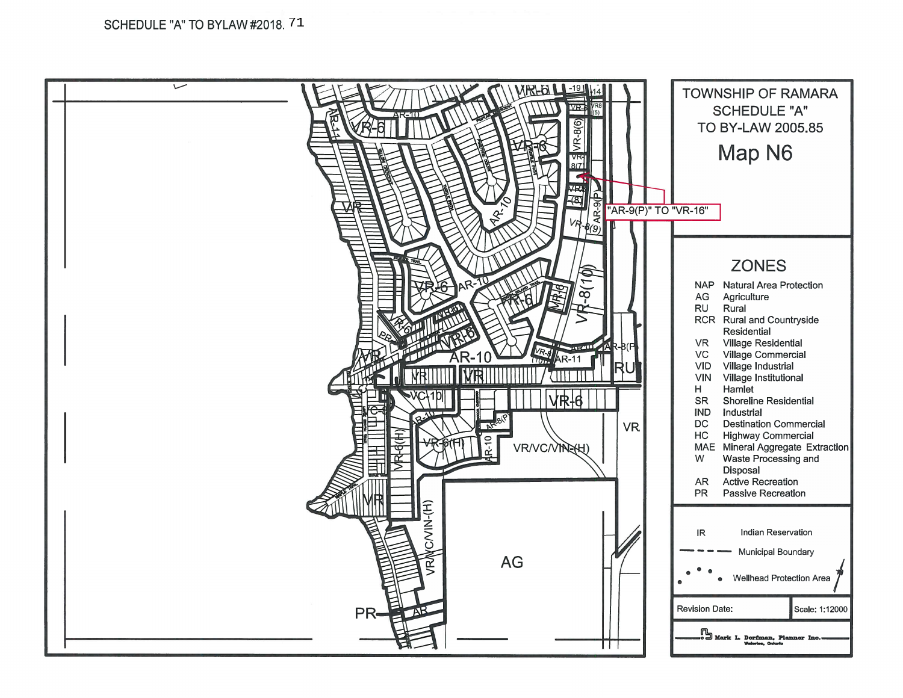SCHEDULE "A" TO BYLAW #2018. 71

# TOWNSHIP OF RAMARA
## SCHEDULE "A"
## TO BY-LAW 2005.85
## Map N6

"AR-9(P)" TO "VR-16"

## ZONES

- NAP Natural Area Protection
- AG Agriculture
- RU Rural
- RCR Rural and Countryside Residential
- VR Village Residential
- VC Village Commercial
- VID Village Industrial
- VIN Village Institutional
- H Hamlet
- SR Shoreline Residential
- IND Industrial
- DC Destination Commercial
- HC Highway Commercial
- MAE Mineral Aggregate Extraction
- W Waste Processing and Disposal
- AR Active Recreation
- PR Passive Recreation

IR Indian Reservation

Municipal Boundary

Wellhead Protection Area

Revision Date:

Scale: 1:12000

Mark L. Dorfman, Planner Inc.
Waterloo, Ontario